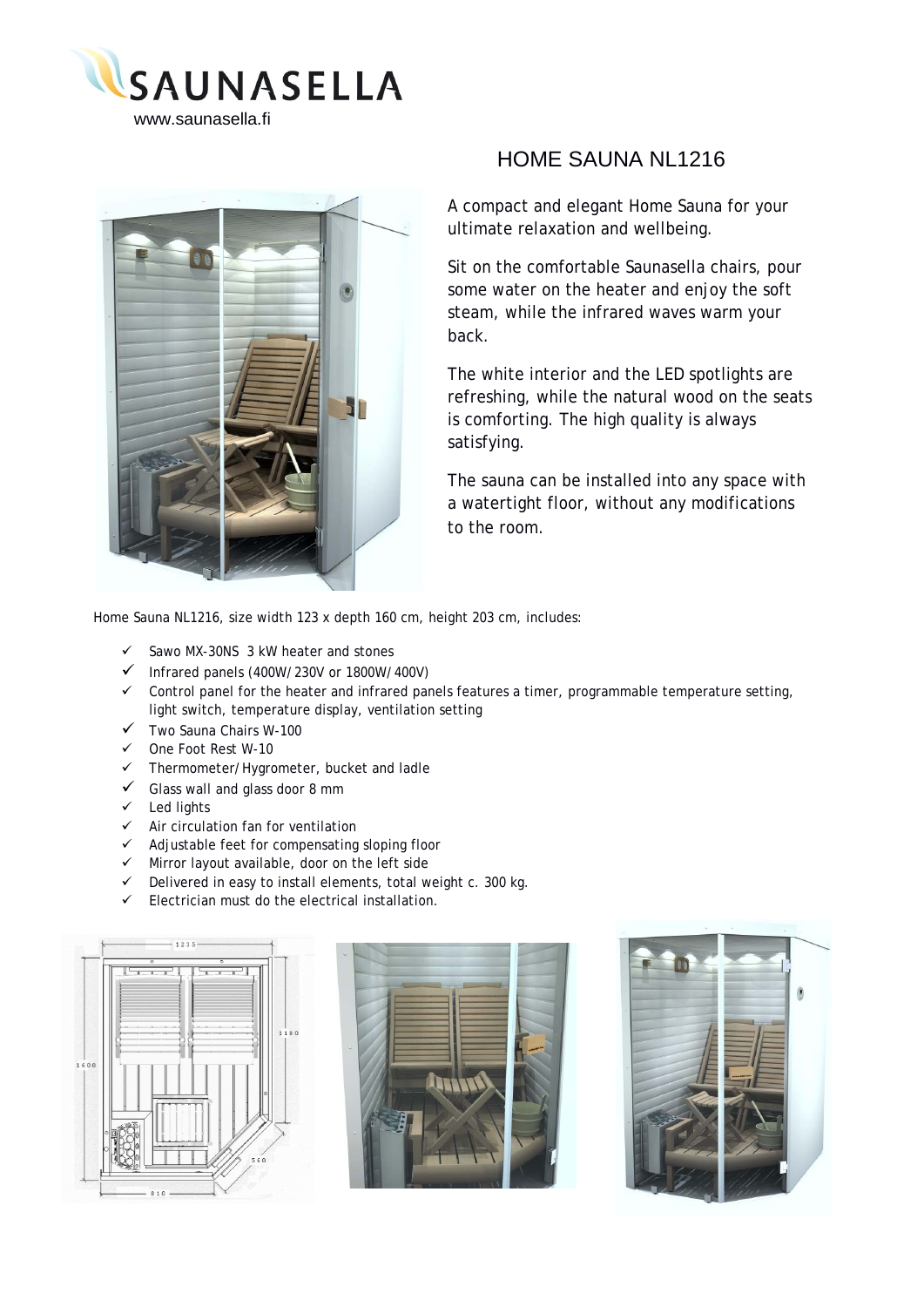SAUNASELLA
www.saunasella.fi

# HOME SAUNA NL1216

A compact and elegant Home Sauna for your ultimate relaxation and wellbeing.

Sit on the comfortable Saunasella chairs, pour some water on the heater and enjoy the soft steam, while the infrared waves warm your back.

The white interior and the LED spotlights are refreshing, while the natural wood on the seats is comforting. The high quality is always satisfying.

The sauna can be installed into any space with a watertight floor, without any modifications to the room.

Home Sauna NL1216, size width 123 x depth 160 cm, height 203 cm, includes:

- ✓ Sawo MX-30NS 3 kW heater and stones
- ✓ Infrared panels (400W/230V or 1800W/400V)
- ✓ Control panel for the heater and infrared panels features a timer, programmable temperature setting, light switch, temperature display, ventilation setting
- ✓ Two Sauna Chairs W-100
- ✓ One Foot Rest W-10
- ✓ Thermometer/Hygrometer, bucket and ladle
- ✓ Glass wall and glass door 8 mm
- ✓ Led lights
- ✓ Air circulation fan for ventilation
- ✓ Adjustable feet for compensating sloping floor
- ✓ Mirror layout available, door on the left side
- ✓ Delivered in easy to install elements, total weight c. 300 kg.
- ✓ Electrician must do the electrical installation.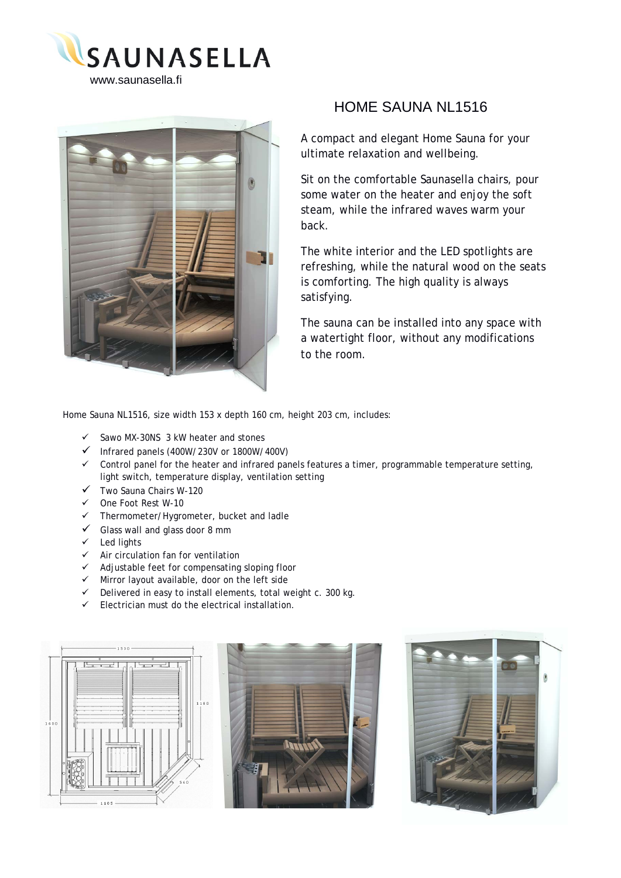SAUNASELLA

www.saunasella.fi

# HOME SAUNA NL1516

A compact and elegant Home Sauna for your ultimate relaxation and wellbeing.

Sit on the comfortable Saunasella chairs, pour some water on the heater and enjoy the soft steam, while the infrared waves warm your back.

The white interior and the LED spotlights are refreshing, while the natural wood on the seats is comforting. The high quality is always satisfying.

The sauna can be installed into any space with a watertight floor, without any modifications to the room.

Home Sauna NL1516, size width 153 x depth 160 cm, height 203 cm, includes:

- ✓ Sawo MX-30NS 3 kW heater and stones
- ✓ Infrared panels (400W/230V or 1800W/400V)
- ✓ Control panel for the heater and infrared panels features a timer, programmable temperature setting, light switch, temperature display, ventilation setting
- ✓ Two Sauna Chairs W-120
- ✓ One Foot Rest W-10
- ✓ Thermometer/Hygrometer, bucket and ladle
- ✓ Glass wall and glass door 8 mm
- ✓ Led lights
- ✓ Air circulation fan for ventilation
- ✓ Adjustable feet for compensating sloping floor
- ✓ Mirror layout available, door on the left side
- ✓ Delivered in easy to install elements, total weight c. 300 kg.
- ✓ Electrician must do the electrical installation.

1530

1600

1180

560

1105